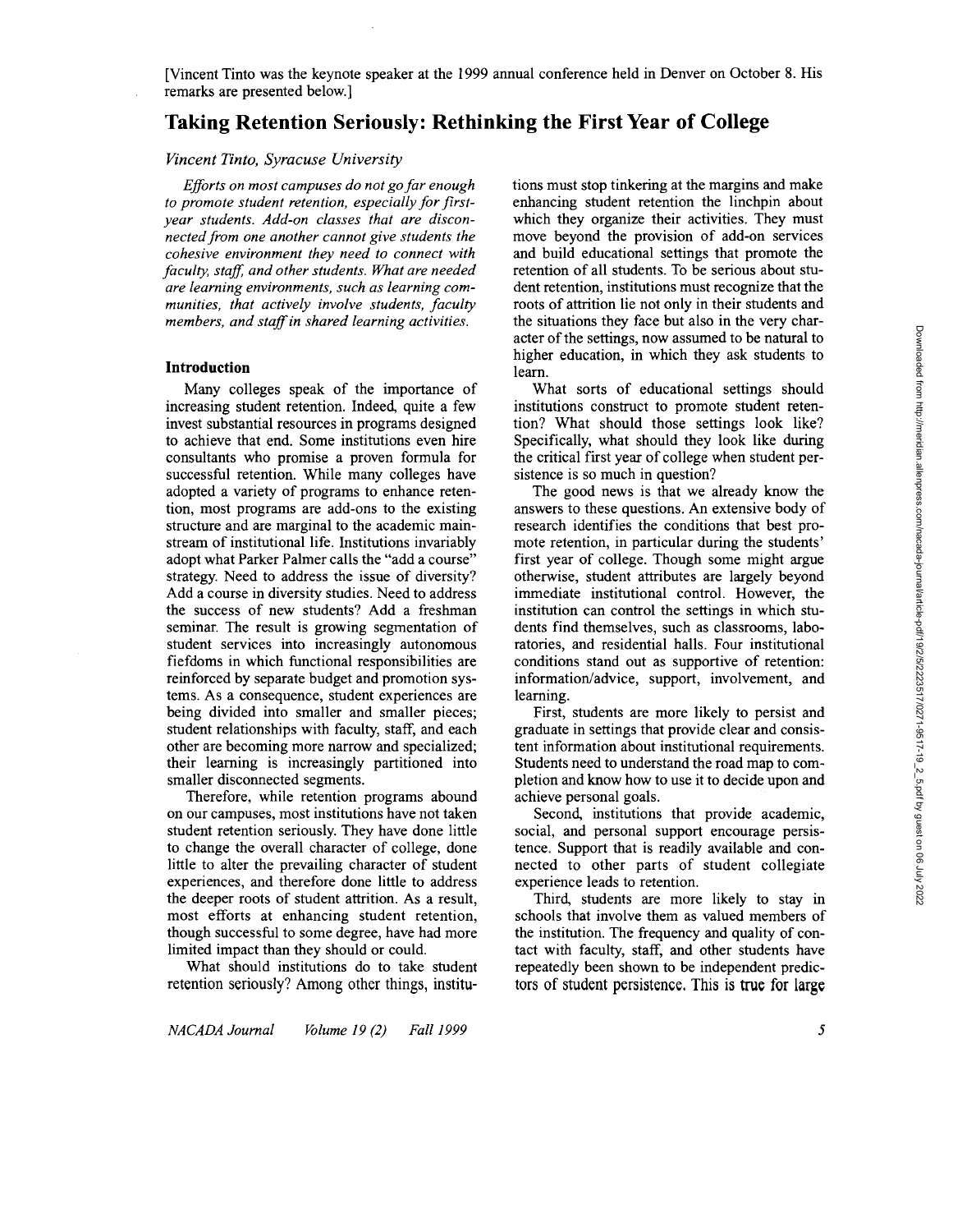[Vincent Tinto was the keynote speaker at the 1999 annual conference held in Denver on October 8. His remarks are presented below.]

# Taking Retention Seriously: Rethinking the First Year of College

*Vincent Tinto, Syracuse University*

*Efforts on most campuses do not go far enough to promote student retention, especially for first-year students. Add-on classes that are disconnected from one another cannot give students the cohesive environment they need to connect with faculty, staff, and other students. What are needed are learning environments, such as learning communities, that actively involve students, faculty members, and staff in shared learning activities.*

## Introduction

Many colleges speak of the importance of increasing student retention. Indeed, quite a few invest substantial resources in programs designed to achieve that end. Some institutions even hire consultants who promise a proven formula for successful retention. While many colleges have adopted a variety of programs to enhance retention, most programs are add-ons to the existing structure and are marginal to the academic mainstream of institutional life. Institutions invariably adopt what Parker Palmer calls the "add a course" strategy. Need to address the issue of diversity? Add a course in diversity studies. Need to address the success of new students? Add a freshman seminar. The result is growing segmentation of student services into increasingly autonomous fiefdoms in which functional responsibilities are reinforced by separate budget and promotion systems. As a consequence, student experiences are being divided into smaller and smaller pieces; student relationships with faculty, staff, and each other are becoming more narrow and specialized; their learning is increasingly partitioned into smaller disconnected segments.

Therefore, while retention programs abound on our campuses, most institutions have not taken student retention seriously. They have done little to change the overall character of college, done little to alter the prevailing character of student experiences, and therefore done little to address the deeper roots of student attrition. As a result, most efforts at enhancing student retention, though successful to some degree, have had more limited impact than they should or could.

What should institutions do to take student retention seriously? Among other things, institutions must stop tinkering at the margins and make enhancing student retention the linchpin about which they organize their activities. They must move beyond the provision of add-on services and build educational settings that promote the retention of all students. To be serious about student retention, institutions must recognize that the roots of attrition lie not only in their students and the situations they face but also in the very character of the settings, now assumed to be natural to higher education, in which they ask students to learn.

What sorts of educational settings should institutions construct to promote student retention? What should those settings look like? Specifically, what should they look like during the critical first year of college when student persistence is so much in question?

The good news is that we already know the answers to these questions. An extensive body of research identifies the conditions that best promote retention, in particular during the students' first year of college. Though some might argue otherwise, student attributes are largely beyond immediate institutional control. However, the institution can control the settings in which students find themselves, such as classrooms, laboratories, and residential halls. Four institutional conditions stand out as supportive of retention: information/advice, support, involvement, and learning.

First, students are more likely to persist and graduate in settings that provide clear and consistent information about institutional requirements. Students need to understand the road map to completion and know how to use it to decide upon and achieve personal goals.

Second, institutions that provide academic, social, and personal support encourage persistence. Support that is readily available and connected to other parts of student collegiate experience leads to retention.

Third, students are more likely to stay in schools that involve them as valued members of the institution. The frequency and quality of contact with faculty, staff, and other students have repeatedly been shown to be independent predictors of student persistence. This is true for large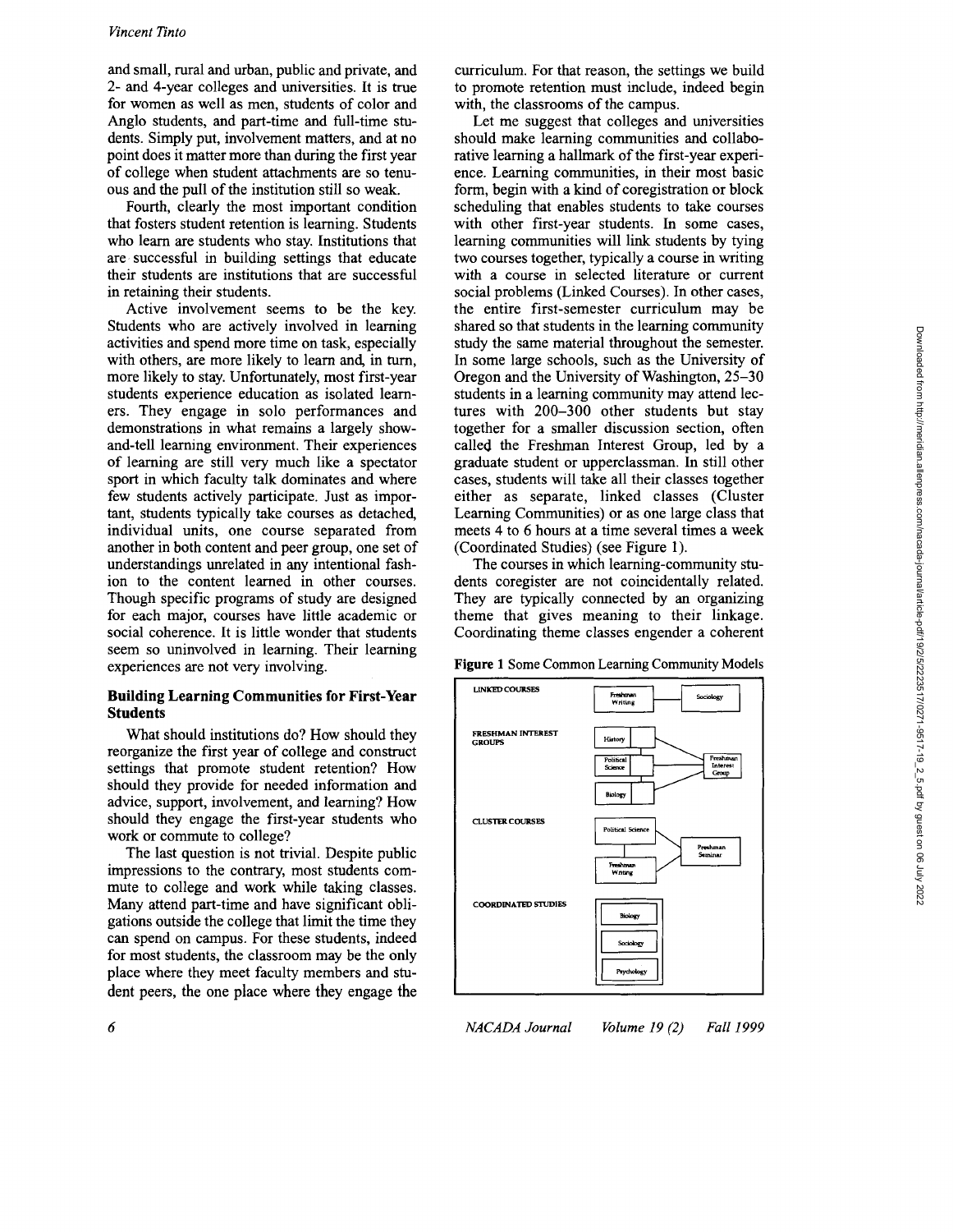and small, rural and urban, public and private, and 2- and 4-year colleges and universities. It is true for women as well as men, students of color and Anglo students, and part-time and full-time students. Simply put, involvement matters, and at no point does it matter more than during the first year of college when student attachments are so tenuous and the pull of the institution still so weak.

Fourth, clearly the most important condition that fosters student retention is learning. Students who learn are students who stay. Institutions that are successful in building settings that educate their students are institutions that are successful in retaining their students.

Active involvement seems to be the key. Students who are actively involved in learning activities and spend more time on task, especially with others, are more likely to learn and, in turn, more likely to stay. Unfortunately, most first-year students experience education as isolated learners. They engage in solo performances and demonstrations in what remains a largely show-and-tell learning environment. Their experiences of learning are still very much like a spectator sport in which faculty talk dominates and where few students actively participate. Just as important, students typically take courses as detached, individual units, one course separated from another in both content and peer group, one set of understandings unrelated in any intentional fashion to the content learned in other courses. Though specific programs of study are designed for each major, courses have little academic or social coherence. It is little wonder that students seem so uninvolved in learning. Their learning experiences are not very involving.

## Building Learning Communities for First-Year Students

What should institutions do? How should they reorganize the first year of college and construct settings that promote student retention? How should they provide for needed information and advice, support, involvement, and learning? How should they engage the first-year students who work or commute to college?

The last question is not trivial. Despite public impressions to the contrary, most students commute to college and work while taking classes. Many attend part-time and have significant obligations outside the college that limit the time they can spend on campus. For these students, indeed for most students, the classroom may be the only place where they meet faculty members and student peers, the one place where they engage the curriculum. For that reason, the settings we build to promote retention must include, indeed begin with, the classrooms of the campus.

Let me suggest that colleges and universities should make learning communities and collaborative learning a hallmark of the first-year experience. Learning communities, in their most basic form, begin with a kind of coregistration or block scheduling that enables students to take courses with other first-year students. In some cases, learning communities will link students by tying two courses together, typically a course in writing with a course in selected literature or current social problems (Linked Courses). In other cases, the entire first-semester curriculum may be shared so that students in the learning community study the same material throughout the semester. In some large schools, such as the University of Oregon and the University of Washington, 25–30 students in a learning community may attend lectures with 200–300 other students but stay together for a smaller discussion section, often called the Freshman Interest Group, led by a graduate student or upperclassman. In still other cases, students will take all their classes together either as separate, linked classes (Cluster Learning Communities) or as one large class that meets 4 to 6 hours at a time several times a week (Coordinated Studies) (see Figure 1).

The courses in which learning-community students coregister are not coincidentally related. They are typically connected by an organizing theme that gives meaning to their linkage. Coordinating theme classes engender a coherent

**Figure 1** Some Common Learning Community Models

LINKED COURSES: Freshman Writing — Sociology

FRESHMAN INTEREST GROUPS: History, Political Science, Biology — Freshman Interest Group

CLUSTER COURSES: Political Science, Freshman Writing — Freshman Seminar

COORDINATED STUDIES: Biology, Sociology, Psychology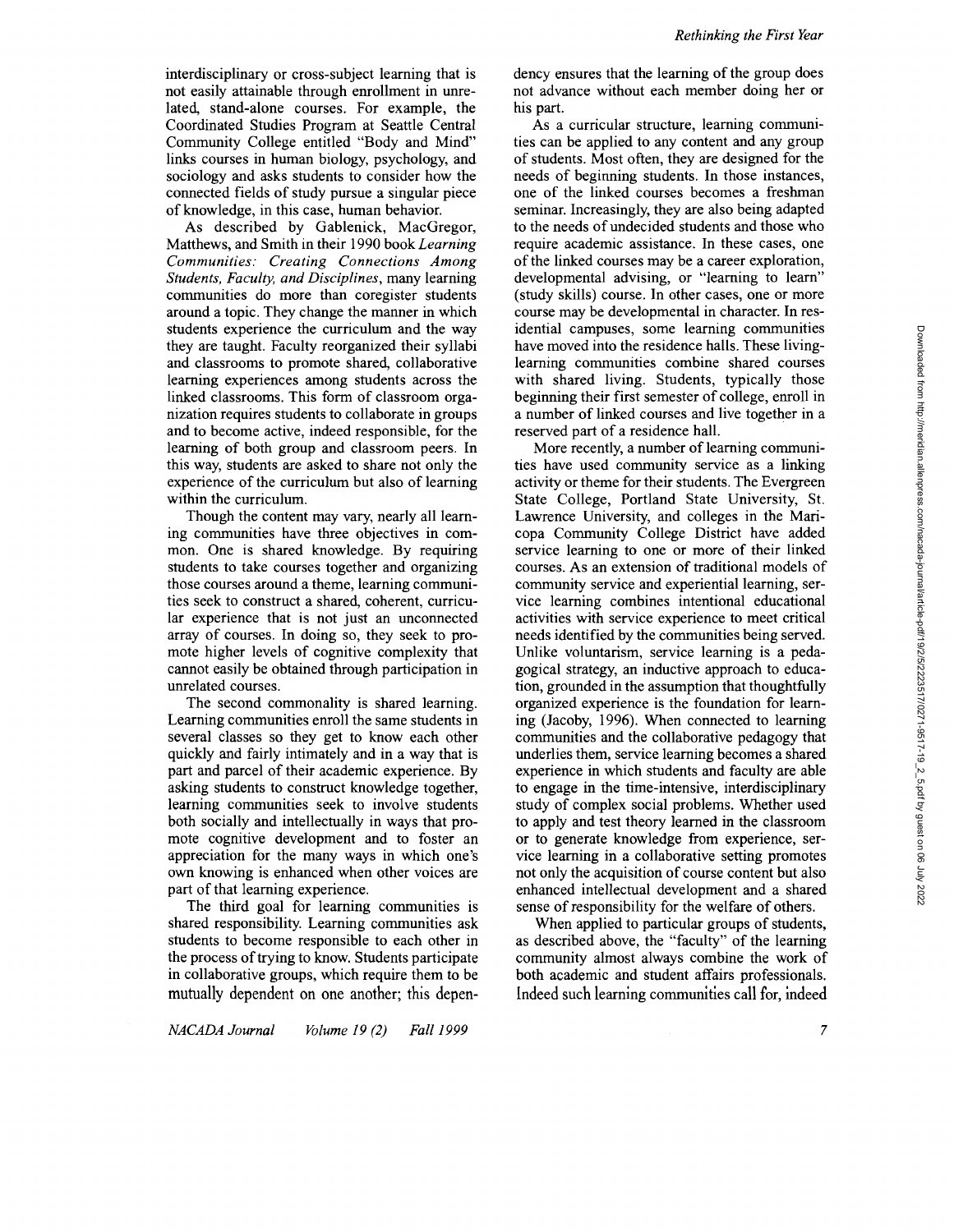interdisciplinary or cross-subject learning that is not easily attainable through enrollment in unrelated, stand-alone courses. For example, the Coordinated Studies Program at Seattle Central Community College entitled "Body and Mind" links courses in human biology, psychology, and sociology and asks students to consider how the connected fields of study pursue a singular piece of knowledge, in this case, human behavior.

As described by Gablenick, MacGregor, Matthews, and Smith in their 1990 book *Learning Communities: Creating Connections Among Students, Faculty, and Disciplines*, many learning communities do more than coregister students around a topic. They change the manner in which students experience the curriculum and the way they are taught. Faculty reorganized their syllabi and classrooms to promote shared, collaborative learning experiences among students across the linked classrooms. This form of classroom organization requires students to collaborate in groups and to become active, indeed responsible, for the learning of both group and classroom peers. In this way, students are asked to share not only the experience of the curriculum but also of learning within the curriculum.

Though the content may vary, nearly all learning communities have three objectives in common. One is shared knowledge. By requiring students to take courses together and organizing those courses around a theme, learning communities seek to construct a shared, coherent, curricular experience that is not just an unconnected array of courses. In doing so, they seek to promote higher levels of cognitive complexity that cannot easily be obtained through participation in unrelated courses.

The second commonality is shared learning. Learning communities enroll the same students in several classes so they get to know each other quickly and fairly intimately and in a way that is part and parcel of their academic experience. By asking students to construct knowledge together, learning communities seek to involve students both socially and intellectually in ways that promote cognitive development and to foster an appreciation for the many ways in which one's own knowing is enhanced when other voices are part of that learning experience.

The third goal for learning communities is shared responsibility. Learning communities ask students to become responsible to each other in the process of trying to know. Students participate in collaborative groups, which require them to be mutually dependent on one another; this dependency ensures that the learning of the group does not advance without each member doing her or his part.

As a curricular structure, learning communities can be applied to any content and any group of students. Most often, they are designed for the needs of beginning students. In those instances, one of the linked courses becomes a freshman seminar. Increasingly, they are also being adapted to the needs of undecided students and those who require academic assistance. In these cases, one of the linked courses may be a career exploration, developmental advising, or "learning to learn" (study skills) course. In other cases, one or more course may be developmental in character. In residential campuses, some learning communities have moved into the residence halls. These living-learning communities combine shared courses with shared living. Students, typically those beginning their first semester of college, enroll in a number of linked courses and live together in a reserved part of a residence hall.

More recently, a number of learning communities have used community service as a linking activity or theme for their students. The Evergreen State College, Portland State University, St. Lawrence University, and colleges in the Maricopa Community College District have added service learning to one or more of their linked courses. As an extension of traditional models of community service and experiential learning, service learning combines intentional educational activities with service experience to meet critical needs identified by the communities being served. Unlike voluntarism, service learning is a pedagogical strategy, an inductive approach to education, grounded in the assumption that thoughtfully organized experience is the foundation for learning (Jacoby, 1996). When connected to learning communities and the collaborative pedagogy that underlies them, service learning becomes a shared experience in which students and faculty are able to engage in the time-intensive, interdisciplinary study of complex social problems. Whether used to apply and test theory learned in the classroom or to generate knowledge from experience, service learning in a collaborative setting promotes not only the acquisition of course content but also enhanced intellectual development and a shared sense of responsibility for the welfare of others.

When applied to particular groups of students, as described above, the "faculty" of the learning community almost always combine the work of both academic and student affairs professionals. Indeed such learning communities call for, indeed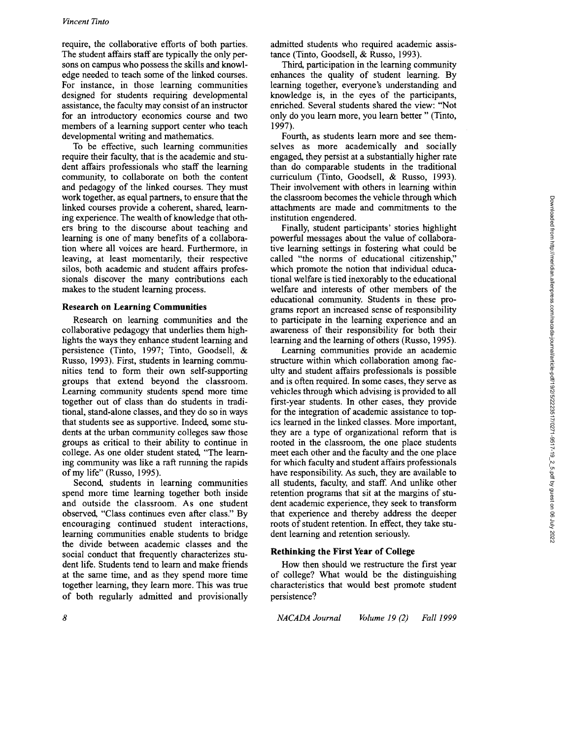require, the collaborative efforts of both parties. The student affairs staff are typically the only persons on campus who possess the skills and knowledge needed to teach some of the linked courses. For instance, in those learning communities designed for students requiring developmental assistance, the faculty may consist of an instructor for an introductory economics course and two members of a learning support center who teach developmental writing and mathematics.

To be effective, such learning communities require their faculty, that is the academic and student affairs professionals who staff the learning community, to collaborate on both the content and pedagogy of the linked courses. They must work together, as equal partners, to ensure that the linked courses provide a coherent, shared, learning experience. The wealth of knowledge that others bring to the discourse about teaching and learning is one of many benefits of a collaboration where all voices are heard. Furthermore, in leaving, at least momentarily, their respective silos, both academic and student affairs professionals discover the many contributions each makes to the student learning process.

### Research on Learning Communities

Research on learning communities and the collaborative pedagogy that underlies them highlights the ways they enhance student learning and persistence (Tinto, 1997; Tinto, Goodsell, & Russo, 1993). First, students in learning communities tend to form their own self-supporting groups that extend beyond the classroom. Learning community students spend more time together out of class than do students in traditional, stand-alone classes, and they do so in ways that students see as supportive. Indeed, some students at the urban community colleges saw those groups as critical to their ability to continue in college. As one older student stated, "The learning community was like a raft running the rapids of my life" (Russo, 1995).

Second, students in learning communities spend more time learning together both inside and outside the classroom. As one student observed, "Class continues even after class." By encouraging continued student interactions, learning communities enable students to bridge the divide between academic classes and the social conduct that frequently characterizes student life. Students tend to learn and make friends at the same time, and as they spend more time together learning, they learn more. This was true of both regularly admitted and provisionally admitted students who required academic assistance (Tinto, Goodsell, & Russo, 1993).

Third, participation in the learning community enhances the quality of student learning. By learning together, everyone's understanding and knowledge is, in the eyes of the participants, enriched. Several students shared the view: "Not only do you learn more, you learn better " (Tinto, 1997).

Fourth, as students learn more and see themselves as more academically and socially engaged, they persist at a substantially higher rate than do comparable students in the traditional curriculum (Tinto, Goodsell, & Russo, 1993). Their involvement with others in learning within the classroom becomes the vehicle through which attachments are made and commitments to the institution engendered.

Finally, student participants' stories highlight powerful messages about the value of collaborative learning settings in fostering what could be called "the norms of educational citizenship," which promote the notion that individual educational welfare is tied inexorably to the educational welfare and interests of other members of the educational community. Students in these programs report an increased sense of responsibility to participate in the learning experience and an awareness of their responsibility for both their learning and the learning of others (Russo, 1995).

Learning communities provide an academic structure within which collaboration among faculty and student affairs professionals is possible and is often required. In some cases, they serve as vehicles through which advising is provided to all first-year students. In other cases, they provide for the integration of academic assistance to topics learned in the linked classes. More important, they are a type of organizational reform that is rooted in the classroom, the one place students meet each other and the faculty and the one place for which faculty and student affairs professionals have responsibility. As such, they are available to all students, faculty, and staff. And unlike other retention programs that sit at the margins of student academic experience, they seek to transform that experience and thereby address the deeper roots of student retention. In effect, they take student learning and retention seriously.

### Rethinking the First Year of College

How then should we restructure the first year of college? What would be the distinguishing characteristics that would best promote student persistence?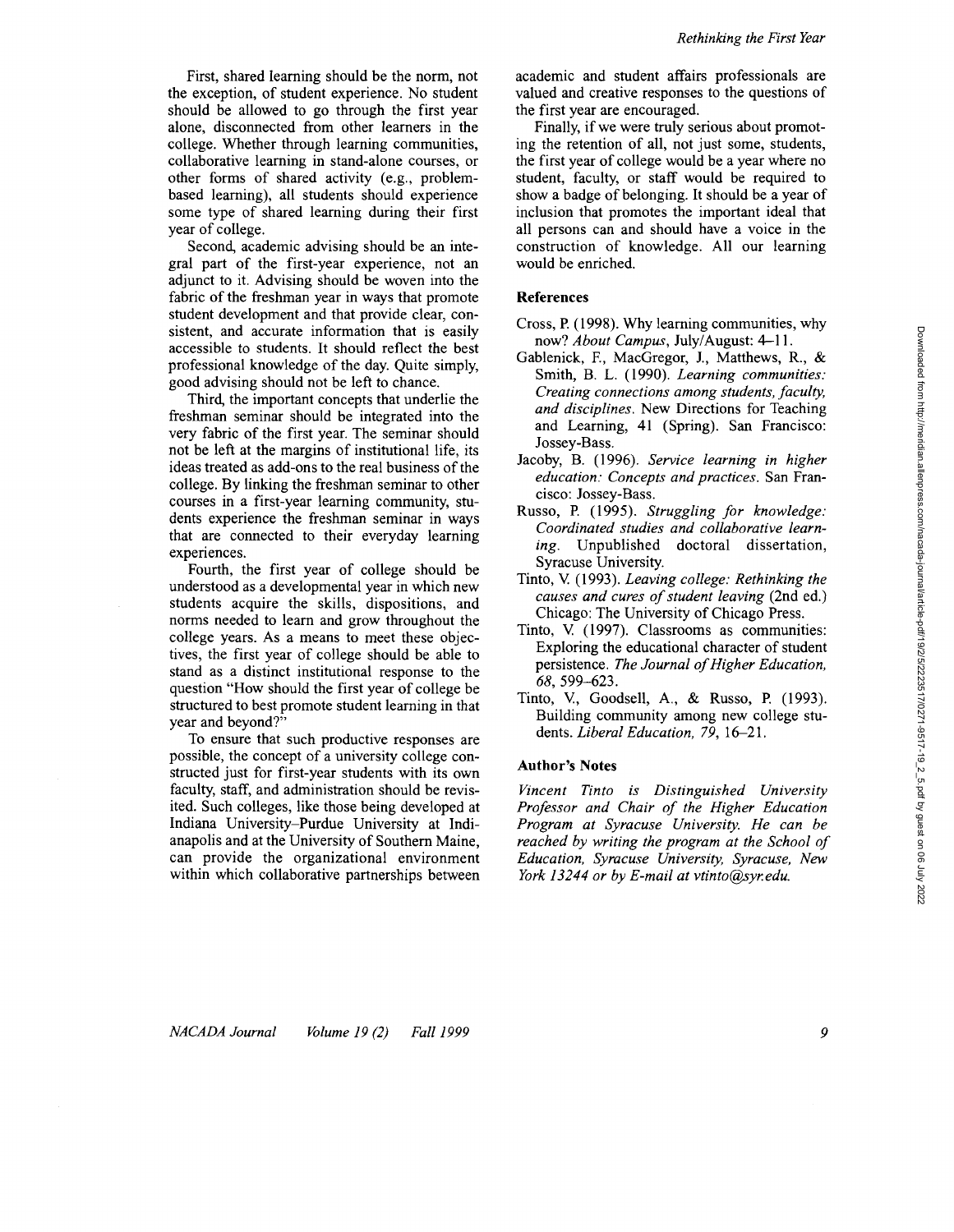First, shared learning should be the norm, not the exception, of student experience. No student should be allowed to go through the first year alone, disconnected from other learners in the college. Whether through learning communities, collaborative learning in stand-alone courses, or other forms of shared activity (e.g., problem-based learning), all students should experience some type of shared learning during their first year of college.

Second, academic advising should be an integral part of the first-year experience, not an adjunct to it. Advising should be woven into the fabric of the freshman year in ways that promote student development and that provide clear, consistent, and accurate information that is easily accessible to students. It should reflect the best professional knowledge of the day. Quite simply, good advising should not be left to chance.

Third, the important concepts that underlie the freshman seminar should be integrated into the very fabric of the first year. The seminar should not be left at the margins of institutional life, its ideas treated as add-ons to the real business of the college. By linking the freshman seminar to other courses in a first-year learning community, students experience the freshman seminar in ways that are connected to their everyday learning experiences.

Fourth, the first year of college should be understood as a developmental year in which new students acquire the skills, dispositions, and norms needed to learn and grow throughout the college years. As a means to meet these objectives, the first year of college should be able to stand as a distinct institutional response to the question "How should the first year of college be structured to best promote student learning in that year and beyond?"

To ensure that such productive responses are possible, the concept of a university college constructed just for first-year students with its own faculty, staff, and administration should be revisited. Such colleges, like those being developed at Indiana University–Purdue University at Indianapolis and at the University of Southern Maine, can provide the organizational environment within which collaborative partnerships between academic and student affairs professionals are valued and creative responses to the questions of the first year are encouraged.

Finally, if we were truly serious about promoting the retention of all, not just some, students, the first year of college would be a year where no student, faculty, or staff would be required to show a badge of belonging. It should be a year of inclusion that promotes the important ideal that all persons can and should have a voice in the construction of knowledge. All our learning would be enriched.

### References

Cross, P. (1998). Why learning communities, why now? *About Campus*, July/August: 4–11.

Gablenick, F., MacGregor, J., Matthews, R., & Smith, B. L. (1990). *Learning communities: Creating connections among students, faculty, and disciplines*. New Directions for Teaching and Learning, 41 (Spring). San Francisco: Jossey-Bass.

Jacoby, B. (1996). *Service learning in higher education: Concepts and practices*. San Francisco: Jossey-Bass.

Russo, P. (1995). *Struggling for knowledge: Coordinated studies and collaborative learning*. Unpublished doctoral dissertation, Syracuse University.

Tinto, V. (1993). *Leaving college: Rethinking the causes and cures of student leaving* (2nd ed.) Chicago: The University of Chicago Press.

Tinto, V. (1997). Classrooms as communities: Exploring the educational character of student persistence. *The Journal of Higher Education, 68*, 599–623.

Tinto, V., Goodsell, A., & Russo, P. (1993). Building community among new college students. *Liberal Education, 79*, 16–21.

### Author's Notes

*Vincent Tinto is Distinguished University Professor and Chair of the Higher Education Program at Syracuse University. He can be reached by writing the program at the School of Education, Syracuse University, Syracuse, New York 13244 or by E-mail at vtinto@syr.edu.*